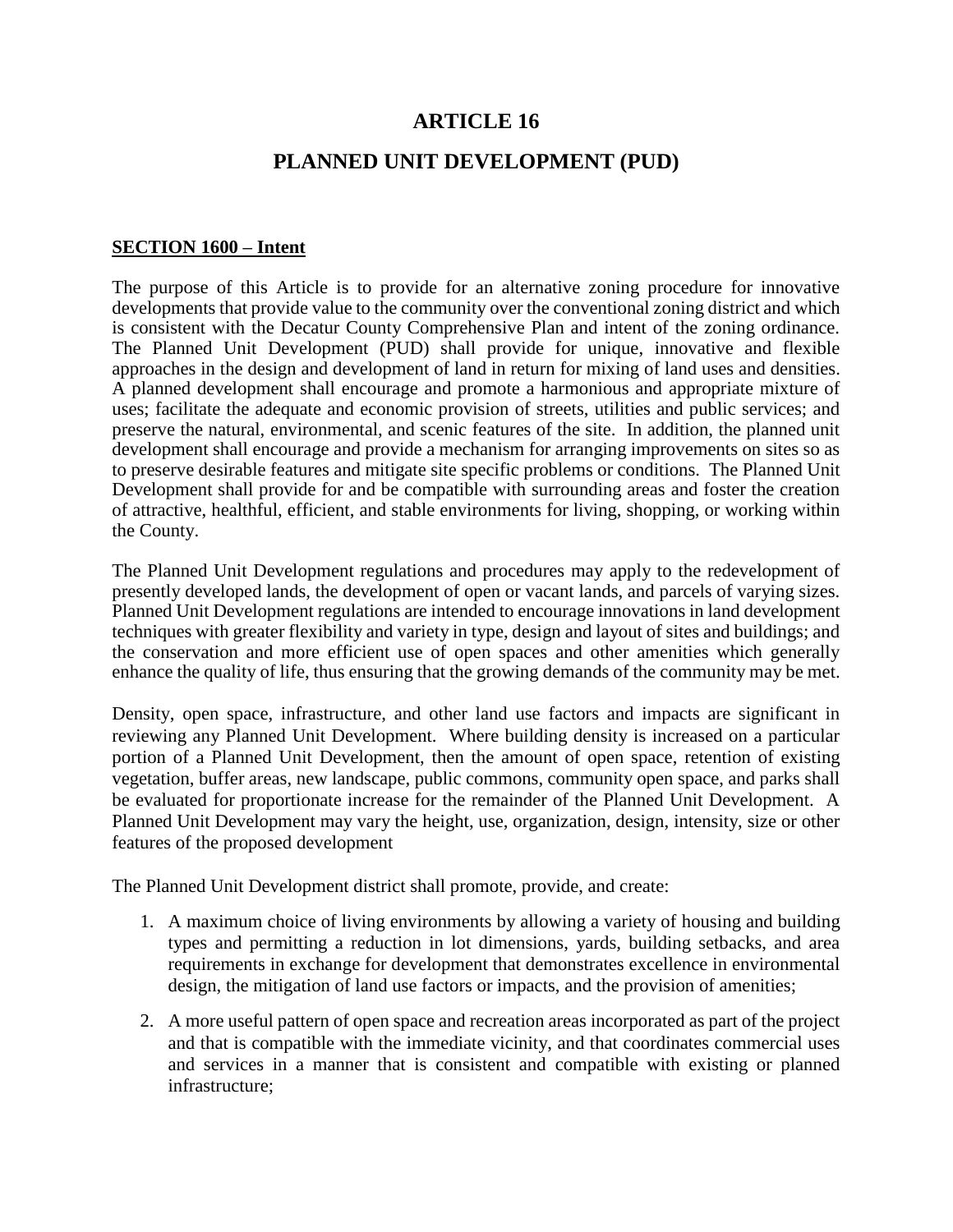# ARTICLE 16

# PLANNED UNIT DEVELOPMENT (PUD)

## SECTION 1600 – Intent

The purpose of this Article is to provide for an alternative zoning procedure for innovative developments that provide value to the community over the conventional zoning district and which is consistent with the Decatur County Comprehensive Plan and intent of the zoning ordinance. The Planned Unit Development (PUD) shall provide for unique, innovative and flexible approaches in the design and development of land in return for mixing of land uses and densities. A planned development shall encourage and promote a harmonious and appropriate mixture of uses; facilitate the adequate and economic provision of streets, utilities and public services; and preserve the natural, environmental, and scenic features of the site. In addition, the planned unit development shall encourage and provide a mechanism for arranging improvements on sites so as to preserve desirable features and mitigate site specific problems or conditions. The Planned Unit Development shall provide for and be compatible with surrounding areas and foster the creation of attractive, healthful, efficient, and stable environments for living, shopping, or working within the County.

The Planned Unit Development regulations and procedures may apply to the redevelopment of presently developed lands, the development of open or vacant lands, and parcels of varying sizes. Planned Unit Development regulations are intended to encourage innovations in land development techniques with greater flexibility and variety in type, design and layout of sites and buildings; and the conservation and more efficient use of open spaces and other amenities which generally enhance the quality of life, thus ensuring that the growing demands of the community may be met.

Density, open space, infrastructure, and other land use factors and impacts are significant in reviewing any Planned Unit Development. Where building density is increased on a particular portion of a Planned Unit Development, then the amount of open space, retention of existing vegetation, buffer areas, new landscape, public commons, community open space, and parks shall be evaluated for proportionate increase for the remainder of the Planned Unit Development. A Planned Unit Development may vary the height, use, organization, design, intensity, size or other features of the proposed development

The Planned Unit Development district shall promote, provide, and create:

1. A maximum choice of living environments by allowing a variety of housing and building types and permitting a reduction in lot dimensions, yards, building setbacks, and area requirements in exchange for development that demonstrates excellence in environmental design, the mitigation of land use factors or impacts, and the provision of amenities;

2. A more useful pattern of open space and recreation areas incorporated as part of the project and that is compatible with the immediate vicinity, and that coordinates commercial uses and services in a manner that is consistent and compatible with existing or planned infrastructure;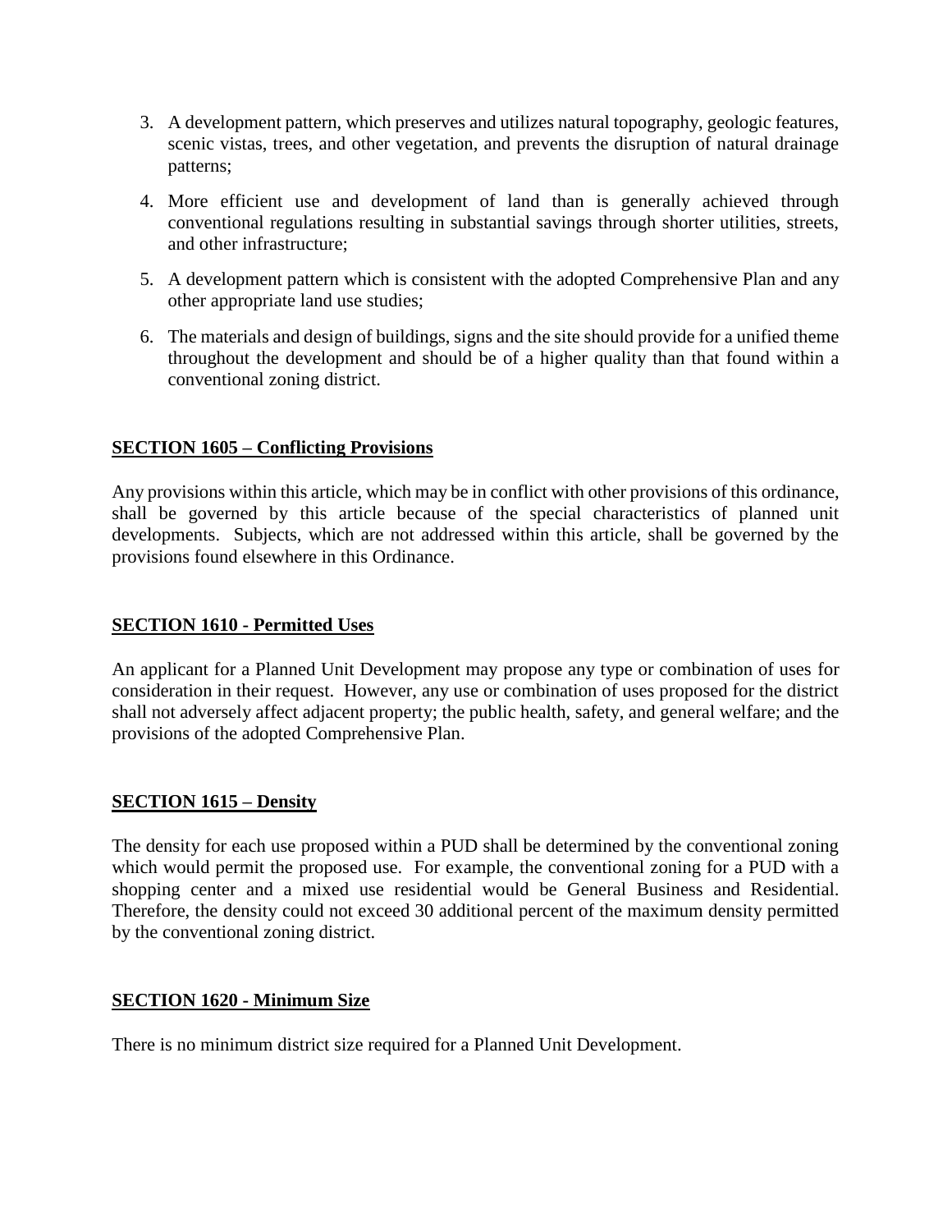3. A development pattern, which preserves and utilizes natural topography, geologic features, scenic vistas, trees, and other vegetation, and prevents the disruption of natural drainage patterns;

4. More efficient use and development of land than is generally achieved through conventional regulations resulting in substantial savings through shorter utilities, streets, and other infrastructure;

5. A development pattern which is consistent with the adopted Comprehensive Plan and any other appropriate land use studies;

6. The materials and design of buildings, signs and the site should provide for a unified theme throughout the development and should be of a higher quality than that found within a conventional zoning district.

**SECTION 1605 – Conflicting Provisions**

Any provisions within this article, which may be in conflict with other provisions of this ordinance, shall be governed by this article because of the special characteristics of planned unit developments. Subjects, which are not addressed within this article, shall be governed by the provisions found elsewhere in this Ordinance.

**SECTION 1610 - Permitted Uses**

An applicant for a Planned Unit Development may propose any type or combination of uses for consideration in their request. However, any use or combination of uses proposed for the district shall not adversely affect adjacent property; the public health, safety, and general welfare; and the provisions of the adopted Comprehensive Plan.

**SECTION 1615 – Density**

The density for each use proposed within a PUD shall be determined by the conventional zoning which would permit the proposed use. For example, the conventional zoning for a PUD with a shopping center and a mixed use residential would be General Business and Residential. Therefore, the density could not exceed 30 additional percent of the maximum density permitted by the conventional zoning district.

**SECTION 1620 - Minimum Size**

There is no minimum district size required for a Planned Unit Development.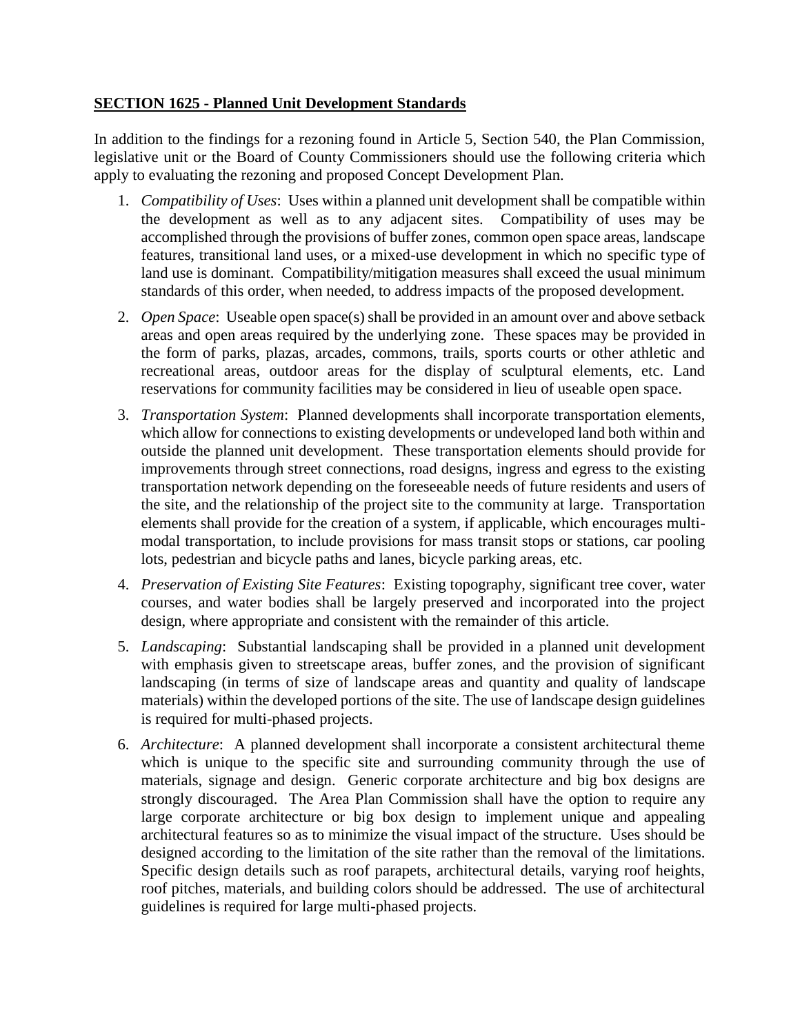**SECTION 1625 - Planned Unit Development Standards**

In addition to the findings for a rezoning found in Article 5, Section 540, the Plan Commission, legislative unit or the Board of County Commissioners should use the following criteria which apply to evaluating the rezoning and proposed Concept Development Plan.

1. *Compatibility of Uses*: Uses within a planned unit development shall be compatible within the development as well as to any adjacent sites. Compatibility of uses may be accomplished through the provisions of buffer zones, common open space areas, landscape features, transitional land uses, or a mixed-use development in which no specific type of land use is dominant. Compatibility/mitigation measures shall exceed the usual minimum standards of this order, when needed, to address impacts of the proposed development.

2. *Open Space*: Useable open space(s) shall be provided in an amount over and above setback areas and open areas required by the underlying zone. These spaces may be provided in the form of parks, plazas, arcades, commons, trails, sports courts or other athletic and recreational areas, outdoor areas for the display of sculptural elements, etc. Land reservations for community facilities may be considered in lieu of useable open space.

3. *Transportation System*: Planned developments shall incorporate transportation elements, which allow for connections to existing developments or undeveloped land both within and outside the planned unit development. These transportation elements should provide for improvements through street connections, road designs, ingress and egress to the existing transportation network depending on the foreseeable needs of future residents and users of the site, and the relationship of the project site to the community at large. Transportation elements shall provide for the creation of a system, if applicable, which encourages multi-modal transportation, to include provisions for mass transit stops or stations, car pooling lots, pedestrian and bicycle paths and lanes, bicycle parking areas, etc.

4. *Preservation of Existing Site Features*: Existing topography, significant tree cover, water courses, and water bodies shall be largely preserved and incorporated into the project design, where appropriate and consistent with the remainder of this article.

5. *Landscaping*: Substantial landscaping shall be provided in a planned unit development with emphasis given to streetscape areas, buffer zones, and the provision of significant landscaping (in terms of size of landscape areas and quantity and quality of landscape materials) within the developed portions of the site. The use of landscape design guidelines is required for multi-phased projects.

6. *Architecture*: A planned development shall incorporate a consistent architectural theme which is unique to the specific site and surrounding community through the use of materials, signage and design. Generic corporate architecture and big box designs are strongly discouraged. The Area Plan Commission shall have the option to require any large corporate architecture or big box design to implement unique and appealing architectural features so as to minimize the visual impact of the structure. Uses should be designed according to the limitation of the site rather than the removal of the limitations. Specific design details such as roof parapets, architectural details, varying roof heights, roof pitches, materials, and building colors should be addressed. The use of architectural guidelines is required for large multi-phased projects.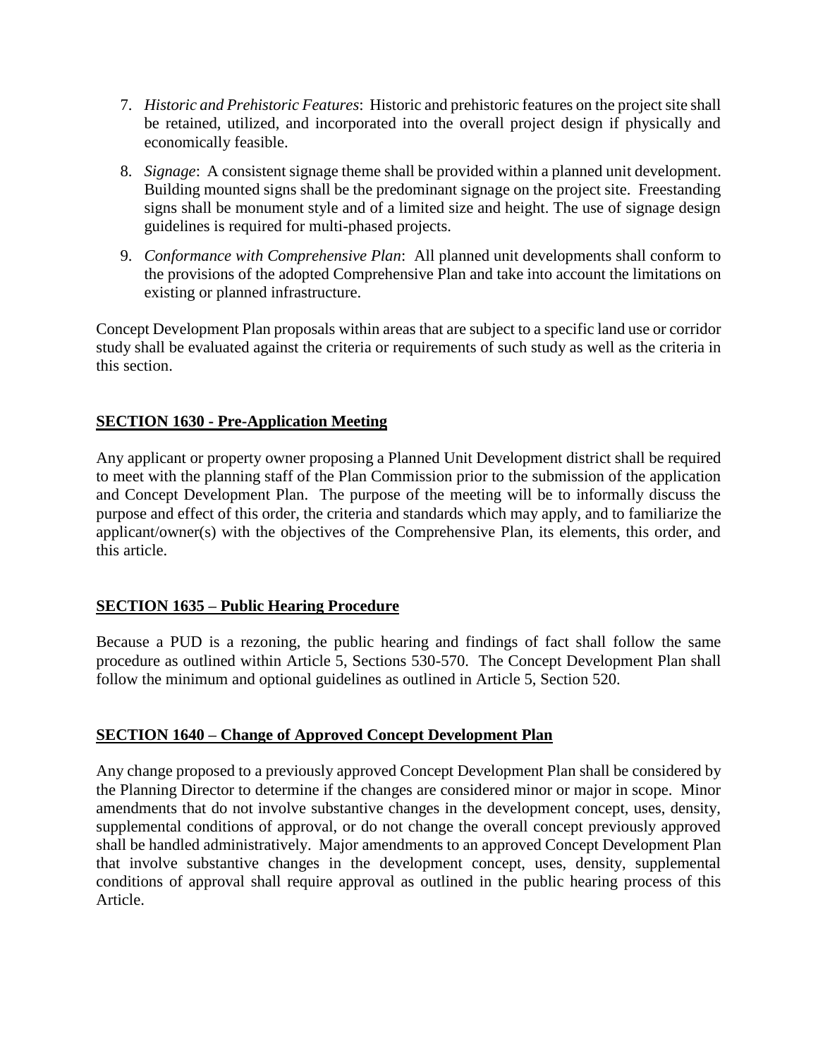7. *Historic and Prehistoric Features*: Historic and prehistoric features on the project site shall be retained, utilized, and incorporated into the overall project design if physically and economically feasible.

8. *Signage*: A consistent signage theme shall be provided within a planned unit development. Building mounted signs shall be the predominant signage on the project site. Freestanding signs shall be monument style and of a limited size and height. The use of signage design guidelines is required for multi-phased projects.

9. *Conformance with Comprehensive Plan*: All planned unit developments shall conform to the provisions of the adopted Comprehensive Plan and take into account the limitations on existing or planned infrastructure.

Concept Development Plan proposals within areas that are subject to a specific land use or corridor study shall be evaluated against the criteria or requirements of such study as well as the criteria in this section.

## SECTION 1630 - Pre-Application Meeting

Any applicant or property owner proposing a Planned Unit Development district shall be required to meet with the planning staff of the Plan Commission prior to the submission of the application and Concept Development Plan. The purpose of the meeting will be to informally discuss the purpose and effect of this order, the criteria and standards which may apply, and to familiarize the applicant/owner(s) with the objectives of the Comprehensive Plan, its elements, this order, and this article.

## SECTION 1635 – Public Hearing Procedure

Because a PUD is a rezoning, the public hearing and findings of fact shall follow the same procedure as outlined within Article 5, Sections 530-570. The Concept Development Plan shall follow the minimum and optional guidelines as outlined in Article 5, Section 520.

## SECTION 1640 – Change of Approved Concept Development Plan

Any change proposed to a previously approved Concept Development Plan shall be considered by the Planning Director to determine if the changes are considered minor or major in scope. Minor amendments that do not involve substantive changes in the development concept, uses, density, supplemental conditions of approval, or do not change the overall concept previously approved shall be handled administratively. Major amendments to an approved Concept Development Plan that involve substantive changes in the development concept, uses, density, supplemental conditions of approval shall require approval as outlined in the public hearing process of this Article.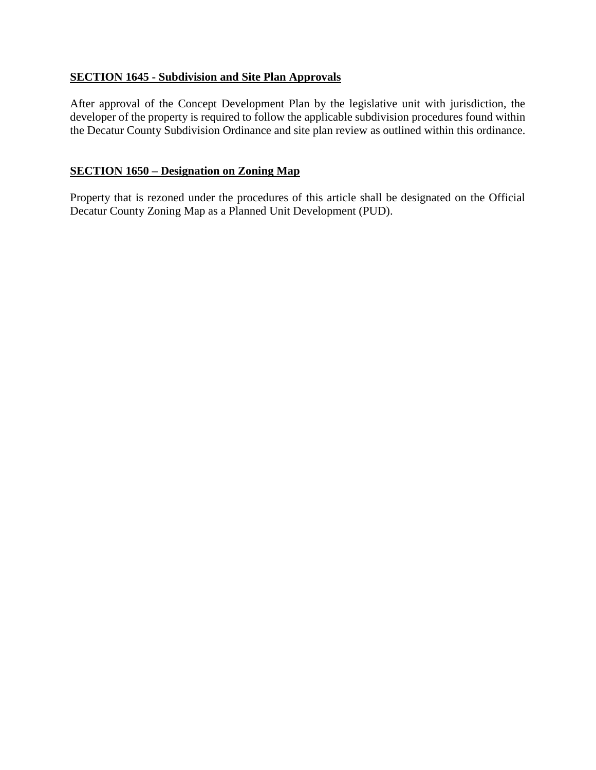## SECTION 1645 - Subdivision and Site Plan Approvals

After approval of the Concept Development Plan by the legislative unit with jurisdiction, the developer of the property is required to follow the applicable subdivision procedures found within the Decatur County Subdivision Ordinance and site plan review as outlined within this ordinance.

## SECTION 1650 – Designation on Zoning Map

Property that is rezoned under the procedures of this article shall be designated on the Official Decatur County Zoning Map as a Planned Unit Development (PUD).